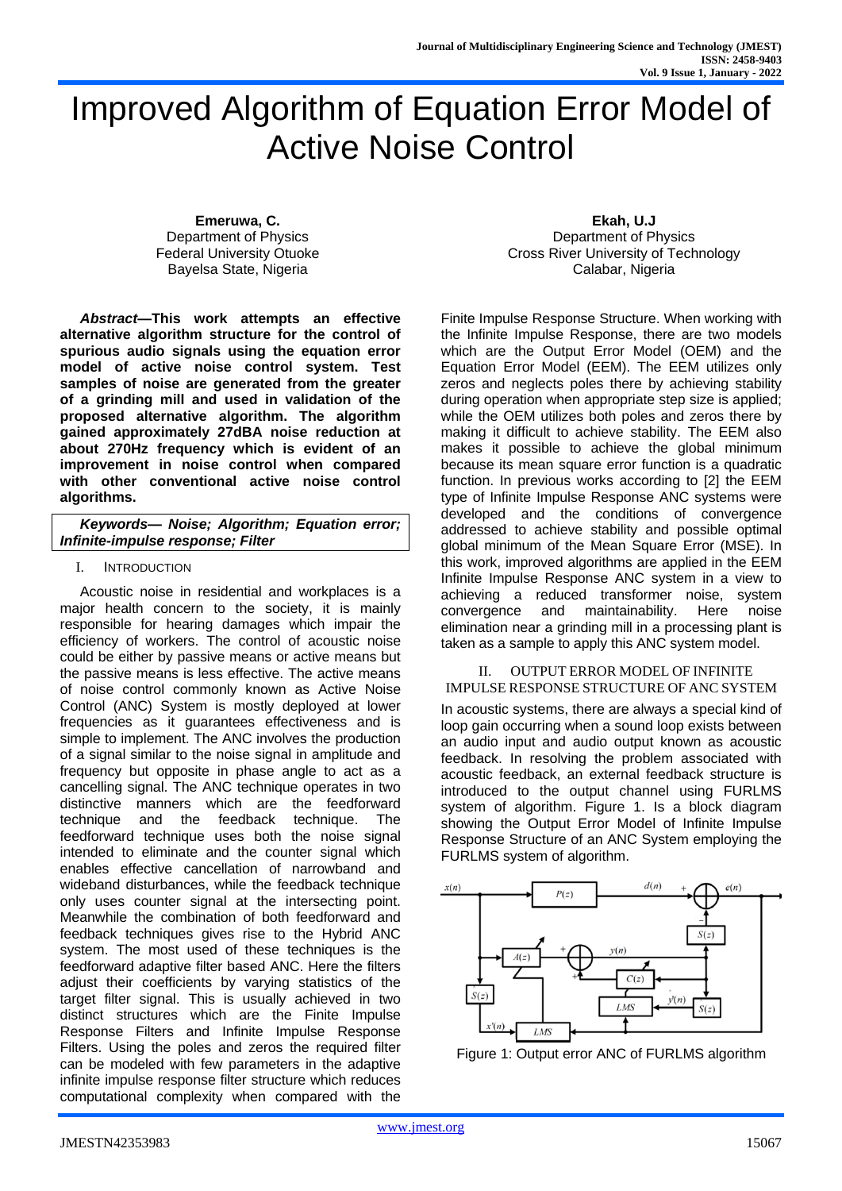# Improved Algorithm of Equation Error Model of Active Noise Control

**Emeruwa, C.**
Department of Physics
Federal University Otuoke
Bayelsa State, Nigeria

**Ekah, U.J**
Department of Physics
Cross River University of Technology
Calabar, Nigeria

***Abstract*—This work attempts an effective alternative algorithm structure for the control of spurious audio signals using the equation error model of active noise control system. Test samples of noise are generated from the greater of a grinding mill and used in validation of the proposed alternative algorithm. The algorithm gained approximately 27dBA noise reduction at about 270Hz frequency which is evident of an improvement in noise control when compared with other conventional active noise control algorithms.**

***Keywords— Noise; Algorithm; Equation error; Infinite-impulse response; Filter***

## I. Introduction

Acoustic noise in residential and workplaces is a major health concern to the society, it is mainly responsible for hearing damages which impair the efficiency of workers. The control of acoustic noise could be either by passive means or active means but the passive means is less effective. The active means of noise control commonly known as Active Noise Control (ANC) System is mostly deployed at lower frequencies as it guarantees effectiveness and is simple to implement. The ANC involves the production of a signal similar to the noise signal in amplitude and frequency but opposite in phase angle to act as a cancelling signal. The ANC technique operates in two distinctive manners which are the feedforward technique and the feedback technique. The feedforward technique uses both the noise signal intended to eliminate and the counter signal which enables effective cancellation of narrowband and wideband disturbances, while the feedback technique only uses counter signal at the intersecting point. Meanwhile the combination of both feedforward and feedback techniques gives rise to the Hybrid ANC system. The most used of these techniques is the feedforward adaptive filter based ANC. Here the filters adjust their coefficients by varying statistics of the target filter signal. This is usually achieved in two distinct structures which are the Finite Impulse Response Filters and Infinite Impulse Response Filters. Using the poles and zeros the required filter can be modeled with few parameters in the adaptive infinite impulse response filter structure which reduces computational complexity when compared with the Finite Impulse Response Structure. When working with the Infinite Impulse Response, there are two models which are the Output Error Model (OEM) and the Equation Error Model (EEM). The EEM utilizes only zeros and neglects poles there by achieving stability during operation when appropriate step size is applied; while the OEM utilizes both poles and zeros there by making it difficult to achieve stability. The EEM also makes it possible to achieve the global minimum because its mean square error function is a quadratic function. In previous works according to [2] the EEM type of Infinite Impulse Response ANC systems were developed and the conditions of convergence addressed to achieve stability and possible optimal global minimum of the Mean Square Error (MSE). In this work, improved algorithms are applied in the EEM Infinite Impulse Response ANC system in a view to achieving a reduced transformer noise, system convergence and maintainability. Here noise elimination near a grinding mill in a processing plant is taken as a sample to apply this ANC system model.

## II. Output Error Model of Infinite Impulse Response Structure of ANC System

In acoustic systems, there are always a special kind of loop gain occurring when a sound loop exists between an audio input and audio output known as acoustic feedback. In resolving the problem associated with acoustic feedback, an external feedback structure is introduced to the output channel using FURLMS system of algorithm. Figure 1. Is a block diagram showing the Output Error Model of Infinite Impulse Response Structure of an ANC System employing the FURLMS system of algorithm.

Figure 1: Output error ANC of FURLMS algorithm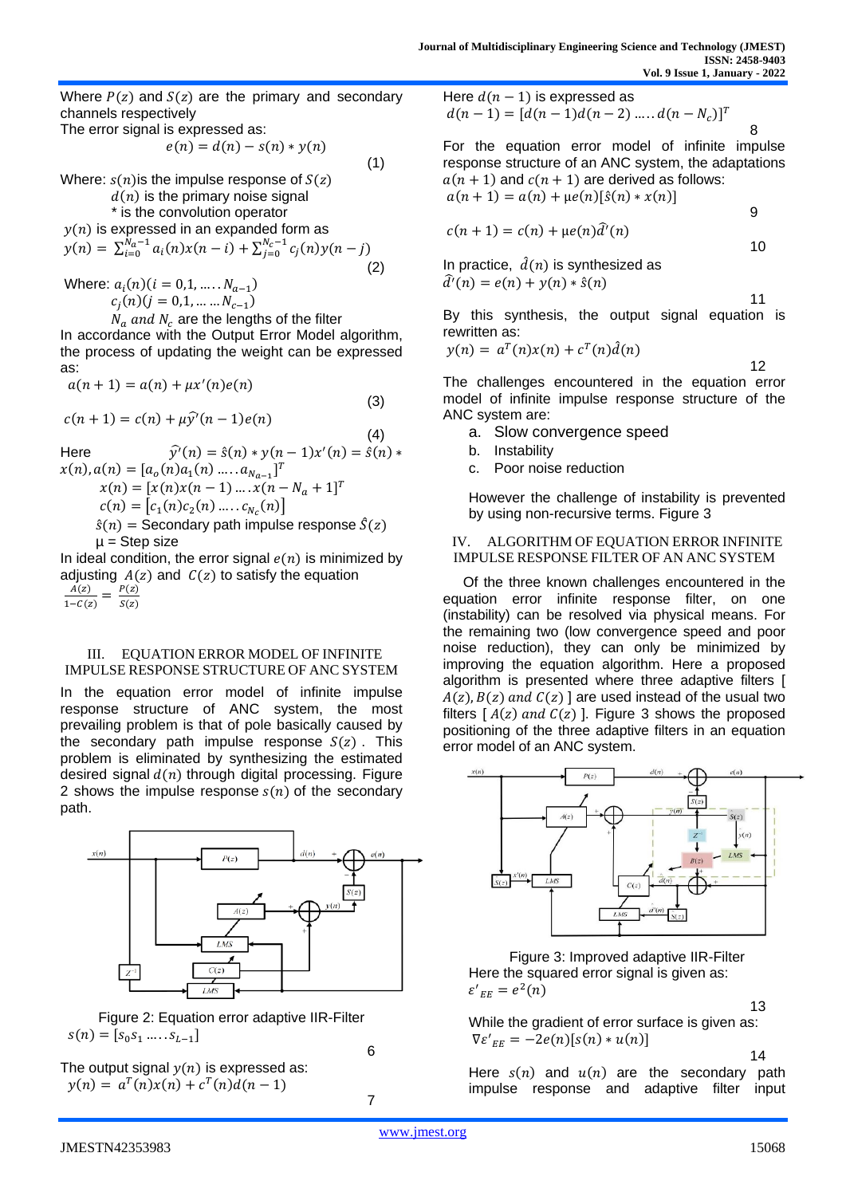Where $P(z)$ and $S(z)$ are the primary and secondary channels respectively

The error signal is expressed as:

$$e(n) = d(n) - s(n) * y(n) \quad (1)$$

Where: $s(n)$ is the impulse response of $S(z)$

$d(n)$ is the primary noise signal

* is the convolution operator

$y(n)$ is expressed in an expanded form as

$$y(n) = \sum_{i=0}^{N_a-1} a_i(n)x(n-i) + \sum_{j=0}^{N_c-1} c_j(n)y(n-j) \quad (2)$$

Where: $a_i(n)(i = 0,1, \ldots . N_{a-1})$

$c_j(n)(j = 0,1, \ldots \ldots N_{c-1})$

$N_a$ *and* $N_c$ are the lengths of the filter

In accordance with the Output Error Model algorithm, the process of updating the weight can be expressed as:

$$a(n+1) = a(n) + \mu x'(n)e(n) \quad (3)$$

$$c(n+1) = c(n) + \mu \hat{y}'(n-1)e(n) \quad (4)$$

Here $\hat{y}'(n) = \hat{s}(n) * y(n-1)$ $x'(n) = \hat{s}(n) * x(n)$, $a(n) = [a_o(n)a_1(n) \ldots . a_{N_{a-1}}]^T$

$x(n) = [x(n)x(n-1) \ldots . x(n-N_a+1]^T$

$c(n) = [c_1(n)c_2(n) \ldots . c_{N_c}(n)]$

$\hat{s}(n) =$ Secondary path impulse response $\hat{S}(z)$

μ = Step size

In ideal condition, the error signal $e(n)$ is minimized by adjusting $A(z)$ and $C(z)$ to satisfy the equation $\frac{A(z)}{1-C(z)} = \frac{P(z)}{S(z)}$

## III. EQUATION ERROR MODEL OF INFINITE IMPULSE RESPONSE STRUCTURE OF ANC SYSTEM

In the equation error model of infinite impulse response structure of ANC system, the most prevailing problem is that of pole basically caused by the secondary path impulse response $S(z)$. This problem is eliminated by synthesizing the estimated desired signal $d(n)$ through digital processing. Figure 2 shows the impulse response $s(n)$ of the secondary path.

Figure 2: Equation error adaptive IIR-Filter

$$s(n) = [s_0 s_1 \ldots . s_{L-1}] \quad 6$$

The output signal $y(n)$ is expressed as:

$$y(n) = a^T(n)x(n) + c^T(n)d(n-1) \quad 7$$

Here $d(n-1)$ is expressed as

$$d(n-1) = [d(n-1)d(n-2) \ldots . d(n-N_c)]^T \quad 8$$

For the equation error model of infinite impulse response structure of an ANC system, the adaptations $a(n+1)$ and $c(n+1)$ are derived as follows:

$$a(n+1) = a(n) + \mu e(n)[\hat{s}(n) * x(n)] \quad 9$$

$$c(n+1) = c(n) + \mu e(n)\hat{d}'(n) \quad 10$$

In practice, $\hat{d}(n)$ is synthesized as

$$\hat{d}'(n) = e(n) + y(n) * \hat{s}(n) \quad 11$$

By this synthesis, the output signal equation is rewritten as:

$$y(n) = a^T(n)x(n) + c^T(n)\hat{d}(n) \quad 12$$

The challenges encountered in the equation error model of infinite impulse response structure of the ANC system are:

a. Slow convergence speed
b. Instability
c. Poor noise reduction

However the challenge of instability is prevented by using non-recursive terms. Figure 3

## IV. ALGORITHM OF EQUATION ERROR INFINITE IMPULSE RESPONSE FILTER OF AN ANC SYSTEM

Of the three known challenges encountered in the equation error infinite response filter, on one (instability) can be resolved via physical means. For the remaining two (low convergence speed and poor noise reduction), they can only be minimized by improving the equation algorithm. Here a proposed algorithm is presented where three adaptive filters [ $A(z), B(z)$ *and* $C(z)$ ] are used instead of the usual two filters [ $A(z)$ *and* $C(z)$ ]. Figure 3 shows the proposed positioning of the three adaptive filters in an equation error model of an ANC system.

Figure 3: Improved adaptive IIR-Filter

Here the squared error signal is given as:

$$\varepsilon'_{EE} = e^2(n) \quad 13$$

While the gradient of error surface is given as:

$$\nabla \varepsilon'_{EE} = -2e(n)[s(n) * u(n)] \quad 14$$

Here $s(n)$ and $u(n)$ are the secondary path impulse response and adaptive filter input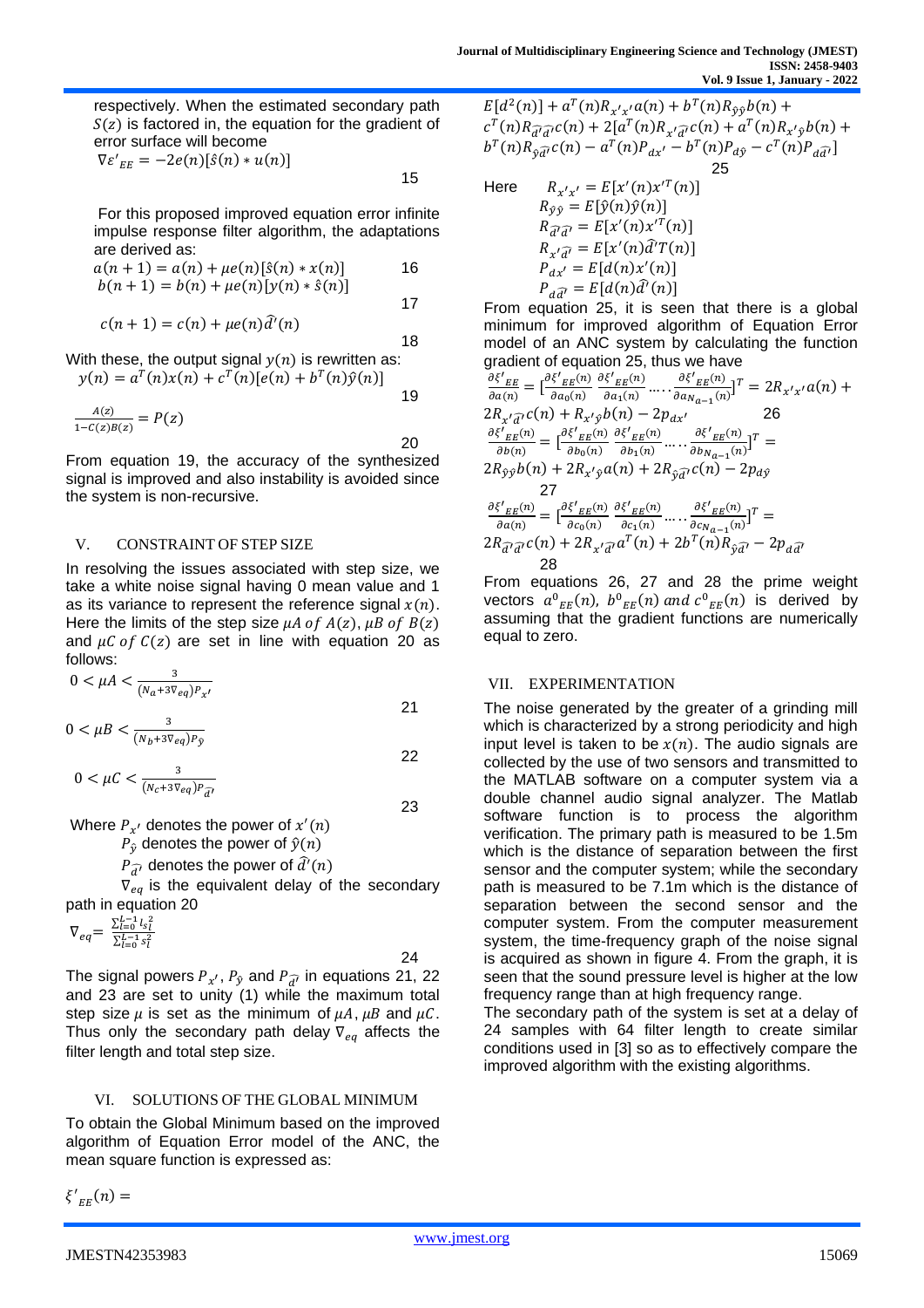respectively. When the estimated secondary path $S(z)$ is factored in, the equation for the gradient of error surface will become

$$\nabla \varepsilon'_{EE} = -2e(n)[\hat{s}(n) * u(n)] \quad (15)$$

For this proposed improved equation error infinite impulse response filter algorithm, the adaptations are derived as:

$$a(n+1) = a(n) + \mu e(n)[\hat{s}(n) * x(n)] \quad (16)$$

$$b(n+1) = b(n) + \mu e(n)[y(n) * \hat{s}(n)] \quad (17)$$

$$c(n+1) = c(n) + \mu e(n)\hat{d}'(n) \quad (18)$$

With these, the output signal $y(n)$ is rewritten as:

$$y(n) = a^T(n)x(n) + c^T(n)[e(n) + b^T(n)\hat{y}(n)] \quad (19)$$

$$\frac{A(z)}{1 - C(z)B(z)} = P(z) \quad (20)$$

From equation 19, the accuracy of the synthesized signal is improved and also instability is avoided since the system is non-recursive.

## V. CONSTRAINT OF STEP SIZE

In resolving the issues associated with step size, we take a white noise signal having 0 mean value and 1 as its variance to represent the reference signal $x(n)$. Here the limits of the step size $\mu A$ $of$ $A(z)$, $\mu B$ $of$ $B(z)$ and $\mu C$ $of$ $C(z)$ are set in line with equation 20 as follows:

$$0 < \mu A < \frac{3}{(N_a + 3\nabla_{eq})P_{x'}} \quad (21)$$

$$0 < \mu B < \frac{3}{(N_b + 3\nabla_{eq})P_{\hat{y}}} \quad (22)$$

$$0 < \mu C < \frac{3}{(N_c + 3\nabla_{eq})P_{\hat{d}'}} \quad (23)$$

Where $P_{x'}$ denotes the power of $x'(n)$

$P_{\hat{y}}$ denotes the power of $\hat{y}(n)$

$P_{\hat{d}'}$ denotes the power of $\hat{d}'(n)$

$\nabla_{eq}$ is the equivalent delay of the secondary path in equation 20

$$\nabla_{eq} = \frac{\sum_{l=0}^{L-1} l s_l^2}{\sum_{l=0}^{L-1} s_l^2} \quad (24)$$

The signal powers $P_{x'}$, $P_{\hat{y}}$ and $P_{\hat{d}'}$ in equations 21, 22 and 23 are set to unity (1) while the maximum total step size $\mu$ is set as the minimum of $\mu A$, $\mu B$ and $\mu C$. Thus only the secondary path delay $\nabla_{eq}$ affects the filter length and total step size.

## VI. SOLUTIONS OF THE GLOBAL MINIMUM

To obtain the Global Minimum based on the improved algorithm of Equation Error model of the ANC, the mean square function is expressed as:

$$\xi'_{EE}(n) = E[d^2(n)] + a^T(n)R_{x'x'}a(n) + b^T(n)R_{\hat{y}\hat{y}}b(n) + c^T(n)R_{\hat{d}'\hat{d}'}c(n) + 2[a^T(n)R_{x'\hat{d}'}c(n) + a^T(n)R_{x'\hat{y}}b(n) + b^T(n)R_{\hat{y}\hat{d}'}c(n) - a^T(n)P_{dx'} - b^T(n)P_{d\hat{y}} - c^T(n)P_{d\hat{d}'}] \quad (25)$$

Here

$R_{x'x'} = E[x'(n)x'^T(n)]$

$R_{\hat{y}\hat{y}} = E[\hat{y}(n)\hat{y}(n)]$

$R_{\hat{d}'\hat{d}'} = E[x'(n)x'^T(n)]$

$R_{x'\hat{d}'} = E[x'(n)\hat{d}'T(n)]$

$P_{dx'} = E[d(n)x'(n)]$

$P_{d\hat{d}'} = E[d(n)\hat{d}'(n)]$

From equation 25, it is seen that there is a global minimum for improved algorithm of Equation Error model of an ANC system by calculating the function gradient of equation 25, thus we have

$$\frac{\partial \xi'_{EE}}{\partial a(n)} = \left[\frac{\partial \xi'_{EE}(n)}{\partial a_0(n)} \frac{\partial \xi'_{EE}(n)}{\partial a_1(n)} \cdots \frac{\partial \xi'_{EE}(n)}{\partial a_{N_{a-1}}(n)}\right]^T = 2R_{x'x'}a(n) + 2R_{x'\hat{d}'}c(n) + R_{x'\hat{y}}b(n) - 2p_{dx'} \quad (26)$$

$$\frac{\partial \xi'_{EE}(n)}{\partial b(n)} = \left[\frac{\partial \xi'_{EE}(n)}{\partial b_0(n)} \frac{\partial \xi'_{EE}(n)}{\partial b_1(n)} \cdots \frac{\partial \xi'_{EE}(n)}{\partial b_{N_{a-1}}(n)}\right]^T = 2R_{\hat{y}\hat{y}}b(n) + 2R_{x'\hat{y}}a(n) + 2R_{\hat{y}\hat{d}'}c(n) - 2p_{d\hat{y}} \quad (27)$$

$$\frac{\partial \xi'_{EE}(n)}{\partial a(n)} = \left[\frac{\partial \xi'_{EE}(n)}{\partial c_0(n)} \frac{\partial \xi'_{EE}(n)}{\partial c_1(n)} \cdots \frac{\partial \xi'_{EE}(n)}{\partial c_{N_{a-1}}(n)}\right]^T = 2R_{\hat{d}'\hat{d}'}c(n) + 2R_{x'\hat{d}'}a^T(n) + 2b^T(n)R_{\hat{y}\hat{d}'} - 2p_{d\hat{d}'} \quad (28)$$

From equations 26, 27 and 28 the prime weight vectors $a^0{}_{EE}(n)$, $b^0{}_{EE}(n)$ $and$ $c^0{}_{EE}(n)$ is derived by assuming that the gradient functions are numerically equal to zero.

## VII. EXPERIMENTATION

The noise generated by the greater of a grinding mill which is characterized by a strong periodicity and high input level is taken to be $x(n)$. The audio signals are collected by the use of two sensors and transmitted to the MATLAB software on a computer system via a double channel audio signal analyzer. The Matlab software function is to process the algorithm verification. The primary path is measured to be 1.5m which is the distance of separation between the first sensor and the computer system; while the secondary path is measured to be 7.1m which is the distance of separation between the second sensor and the computer system. From the computer measurement system, the time-frequency graph of the noise signal is acquired as shown in figure 4. From the graph, it is seen that the sound pressure level is higher at the low frequency range than at high frequency range.

The secondary path of the system is set at a delay of 24 samples with 64 filter length to create similar conditions used in [3] so as to effectively compare the improved algorithm with the existing algorithms.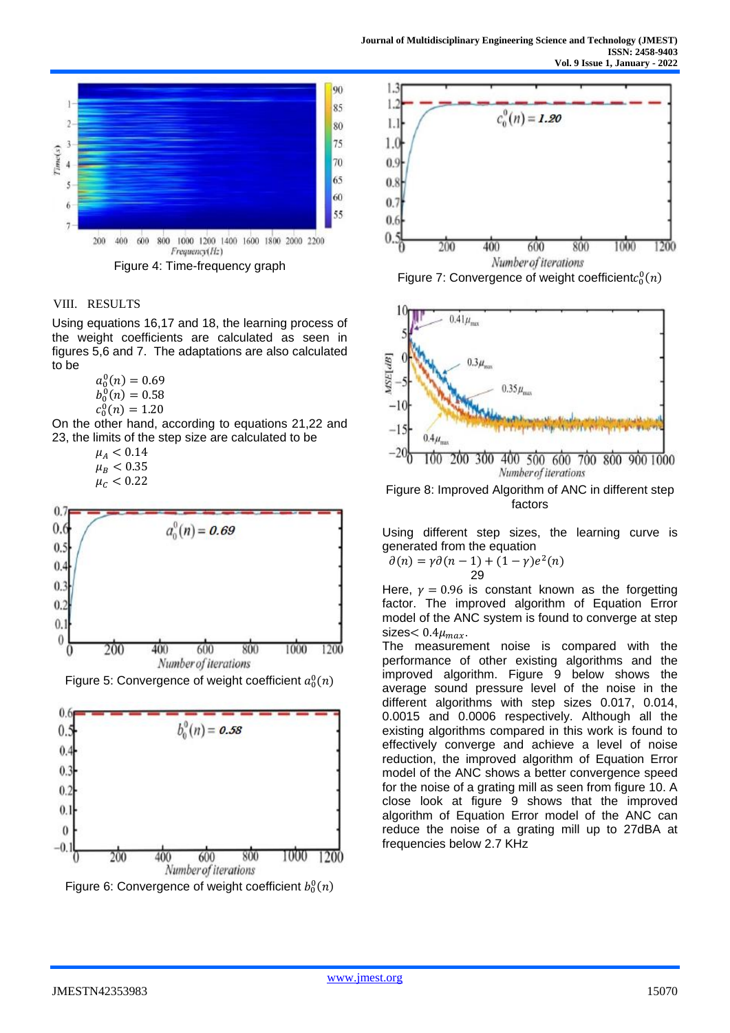Figure 4: Time-frequency graph

## VIII. RESULTS

Using equations 16,17 and 18, the learning process of the weight coefficients are calculated as seen in figures 5,6 and 7. The adaptations are also calculated to be

$$a_0^0(n) = 0.69$$
$$b_0^0(n) = 0.58$$
$$c_0^0(n) = 1.20$$

On the other hand, according to equations 21,22 and 23, the limits of the step size are calculated to be

$$\mu_A < 0.14$$
$$\mu_B < 0.35$$
$$\mu_C < 0.22$$

Figure 5: Convergence of weight coefficient $a_0^0(n)$

Figure 6: Convergence of weight coefficient $b_0^0(n)$

Figure 7: Convergence of weight coefficient $c_0^0(n)$

Figure 8: Improved Algorithm of ANC in different step factors

Using different step sizes, the learning curve is generated from the equation

$$\partial(n) = \gamma\partial(n-1) + (1-\gamma)e^2(n) \quad 29$$

Here, $\gamma = 0.96$ is constant known as the forgetting factor. The improved algorithm of Equation Error model of the ANC system is found to converge at step sizes $< 0.4\mu_{max}$.

The measurement noise is compared with the performance of other existing algorithms and the improved algorithm. Figure 9 below shows the average sound pressure level of the noise in the different algorithms with step sizes 0.017, 0.014, 0.0015 and 0.0006 respectively. Although all the existing algorithms compared in this work is found to effectively converge and achieve a level of noise reduction, the improved algorithm of Equation Error model of the ANC shows a better convergence speed for the noise of a grating mill as seen from figure 10. A close look at figure 9 shows that the improved algorithm of Equation Error of the ANC can reduce the noise of a grating mill up to 27dBA at frequencies below 2.7 KHz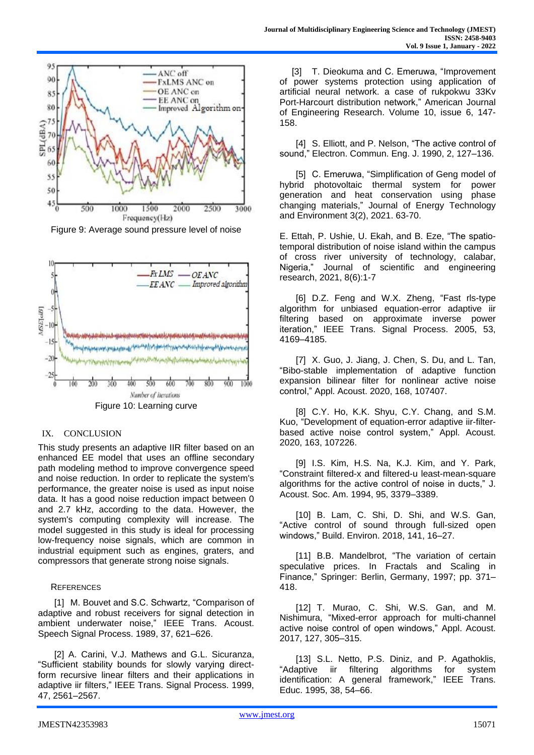Figure 9: Average sound pressure level of noise

Figure 10: Learning curve

## IX. CONCLUSION

This study presents an adaptive IIR filter based on an enhanced EE model that uses an offline secondary path modeling method to improve convergence speed and noise reduction. In order to replicate the system's performance, the greater noise is used as input noise data. It has a good noise reduction impact between 0 and 2.7 kHz, according to the data. However, the system's computing complexity will increase. The model suggested in this study is ideal for processing low-frequency noise signals, which are common in industrial equipment such as engines, graters, and compressors that generate strong noise signals.

## REFERENCES

[1] M. Bouvet and S.C. Schwartz, "Comparison of adaptive and robust receivers for signal detection in ambient underwater noise," IEEE Trans. Acoust. Speech Signal Process. 1989, 37, 621–626.

[2] A. Carini, V.J. Mathews and G.L. Sicuranza, "Sufficient stability bounds for slowly varying direct-form recursive linear filters and their applications in adaptive iir filters," IEEE Trans. Signal Process. 1999, 47, 2561–2567.

[3] T. Dieokuma and C. Emeruwa, "Improvement of power systems protection using application of artificial neural network. a case of rukpokwu 33Kv Port-Harcourt distribution network," American Journal of Engineering Research. Volume 10, issue 6, 147-158.

[4] S. Elliott, and P. Nelson, "The active control of sound," Electron. Commun. Eng. J. 1990, 2, 127–136.

[5] C. Emeruwa, "Simplification of Geng model of hybrid photovoltaic thermal system for power generation and heat conservation using phase changing materials," Journal of Energy Technology and Environment 3(2), 2021. 63-70.

E. Ettah, P. Ushie, U. Ekah, and B. Eze, "The spatio-temporal distribution of noise island within the campus of cross river university of technology, calabar, Nigeria," Journal of scientific and engineering research, 2021, 8(6):1-7

[6] D.Z. Feng and W.X. Zheng, "Fast rls-type algorithm for unbiased equation-error adaptive iir filtering based on approximate inverse power iteration," IEEE Trans. Signal Process. 2005, 53, 4169–4185.

[7] X. Guo, J. Jiang, J. Chen, S. Du, and L. Tan, "Bibo-stable implementation of adaptive function expansion bilinear filter for nonlinear active noise control," Appl. Acoust. 2020, 168, 107407.

[8] C.Y. Ho, K.K. Shyu, C.Y. Chang, and S.M. Kuo, "Development of equation-error adaptive iir-filter-based active noise control system," Appl. Acoust. 2020, 163, 107226.

[9] I.S. Kim, H.S. Na, K.J. Kim, and Y. Park, "Constraint filtered-x and filtered-u least-mean-square algorithms for the active control of noise in ducts," J. Acoust. Soc. Am. 1994, 95, 3379–3389.

[10] B. Lam, C. Shi, D. Shi, and W.S. Gan, "Active control of sound through full-sized open windows," Build. Environ. 2018, 141, 16–27.

[11] B.B. Mandelbrot, "The variation of certain speculative prices. In Fractals and Scaling in Finance," Springer: Berlin, Germany, 1997; pp. 371–418.

[12] T. Murao, C. Shi, W.S. Gan, and M. Nishimura, "Mixed-error approach for multi-channel active noise control of open windows," Appl. Acoust. 2017, 127, 305–315.

[13] S.L. Netto, P.S. Diniz, and P. Agathoklis, "Adaptive iir filtering algorithms for system identification: A general framework," IEEE Trans. Educ. 1995, 38, 54–66.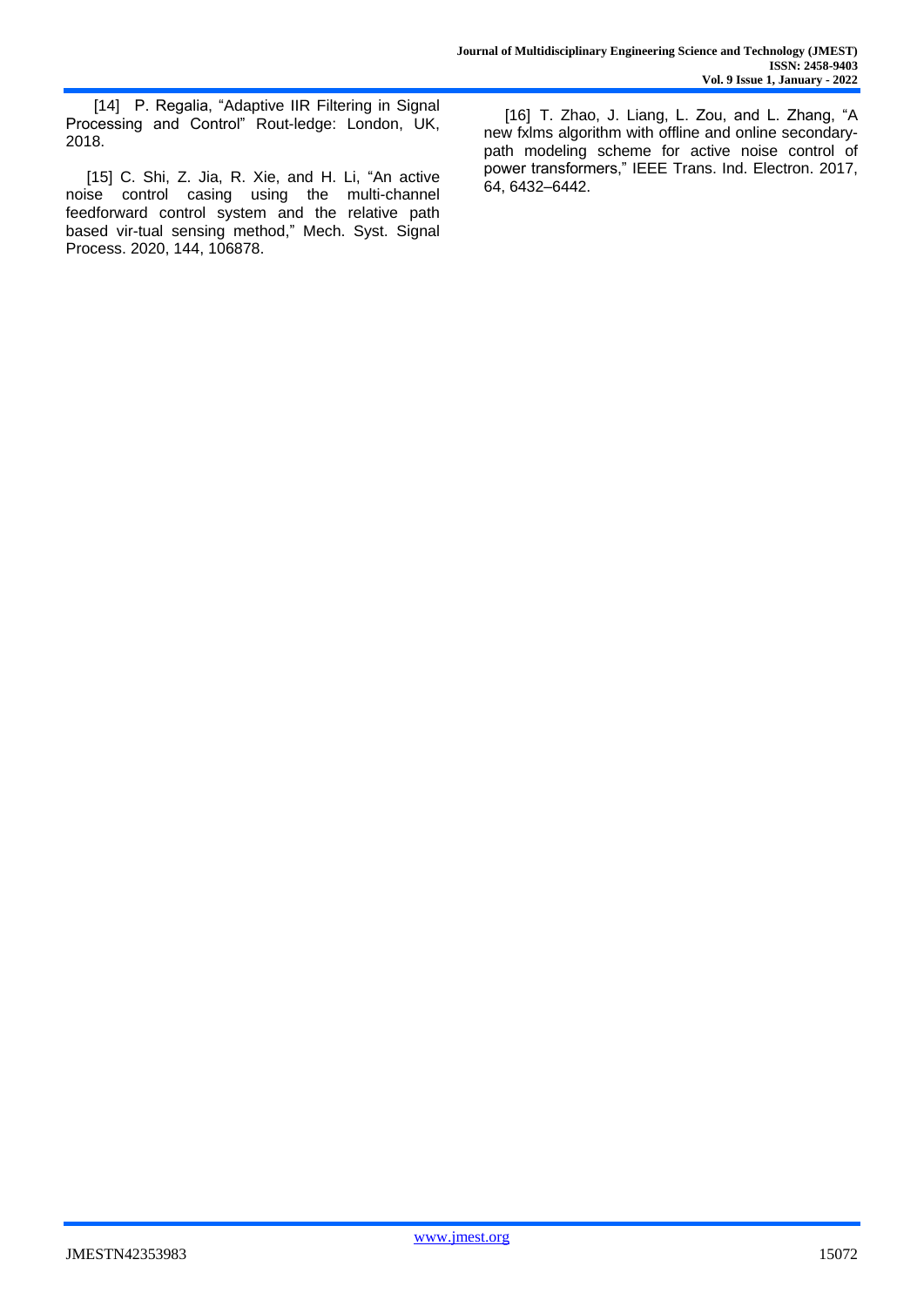[14] P. Regalia, “Adaptive IIR Filtering in Signal Processing and Control” Rout-ledge: London, UK, 2018.

[15] C. Shi, Z. Jia, R. Xie, and H. Li, “An active noise control casing using the multi-channel feedforward control system and the relative path based vir-tual sensing method,” Mech. Syst. Signal Process. 2020, 144, 106878.

[16] T. Zhao, J. Liang, L. Zou, and L. Zhang, “A new fxlms algorithm with offline and online secondary-path modeling scheme for active noise control of power transformers,” IEEE Trans. Ind. Electron. 2017, 64, 6432–6442.